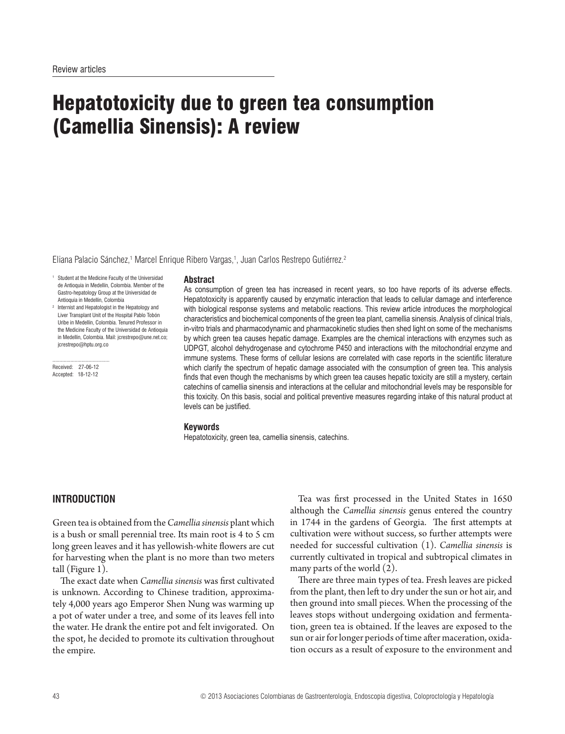Review articles

# Hepatotoxicity due to green tea consumption (Camellia Sinensis): A review

Eliana Palacio Sánchez,[1] Marcel Enrique Ribero Vargas,[1], Juan Carlos Restrepo Gutiérrez.[2]

[1] Student at the Medicine Faculty of the Universidad de Antioquia in Medellín, Colombia. Member of the Gastro-hepatology Group at the Universidad de Antioquia in Medellín, Colombia

[2] Internist and Hepatologist in the Hepatology and Liver Transplant Unit of the Hospital Pablo Tobón Uribe in Medellín, Colombia. Tenured Professor in the Medicine Faculty of the Universidad de Antioquia in Medellín, Colombia. Mail: jcrestrepo@une.net.co; jcrestrepo@hptu.org.co

Received: 27-06-12
Accepted: 18-12-12

### Abstract

As consumption of green tea has increased in recent years, so too have reports of its adverse effects. Hepatotoxicity is apparently caused by enzymatic interaction that leads to cellular damage and interference with biological response systems and metabolic reactions. This review article introduces the morphological characteristics and biochemical components of the green tea plant, camellia sinensis. Analysis of clinical trials, in-vitro trials and pharmacodynamic and pharmacokinetic studies then shed light on some of the mechanisms by which green tea causes hepatic damage. Examples are the chemical interactions with enzymes such as UDPGT, alcohol dehydrogenase and cytochrome P450 and interactions with the mitochondrial enzyme and immune systems. These forms of cellular lesions are correlated with case reports in the scientific literature which clarify the spectrum of hepatic damage associated with the consumption of green tea. This analysis finds that even though the mechanisms by which green tea causes hepatic toxicity are still a mystery, certain catechins of camellia sinensis and interactions at the cellular and mitochondrial levels may be responsible for this toxicity. On this basis, social and political preventive measures regarding intake of this natural product at levels can be justified.

### Keywords

Hepatotoxicity, green tea, camellia sinensis, catechins.

## INTRODUCTION

Green tea is obtained from the *Camellia sinensis* plant which is a bush or small perennial tree. Its main root is 4 to 5 cm long green leaves and it has yellowish-white flowers are cut for harvesting when the plant is no more than two meters tall (Figure 1).

The exact date when *Camellia sinensis* was first cultivated is unknown. According to Chinese tradition, approximately 4,000 years ago Emperor Shen Nung was warming up a pot of water under a tree, and some of its leaves fell into the water. He drank the entire pot and felt invigorated. On the spot, he decided to promote its cultivation throughout the empire.

Tea was first processed in the United States in 1650 although the *Camellia sinensis* genus entered the country in 1744 in the gardens of Georgia. The first attempts at cultivation were without success, so further attempts were needed for successful cultivation (1). *Camellia sinensis* is currently cultivated in tropical and subtropical climates in many parts of the world (2).

There are three main types of tea. Fresh leaves are picked from the plant, then left to dry under the sun or hot air, and then ground into small pieces. When the processing of the leaves stops without undergoing oxidation and fermentation, green tea is obtained. If the leaves are exposed to the sun or air for longer periods of time after maceration, oxidation occurs as a result of exposure to the environment and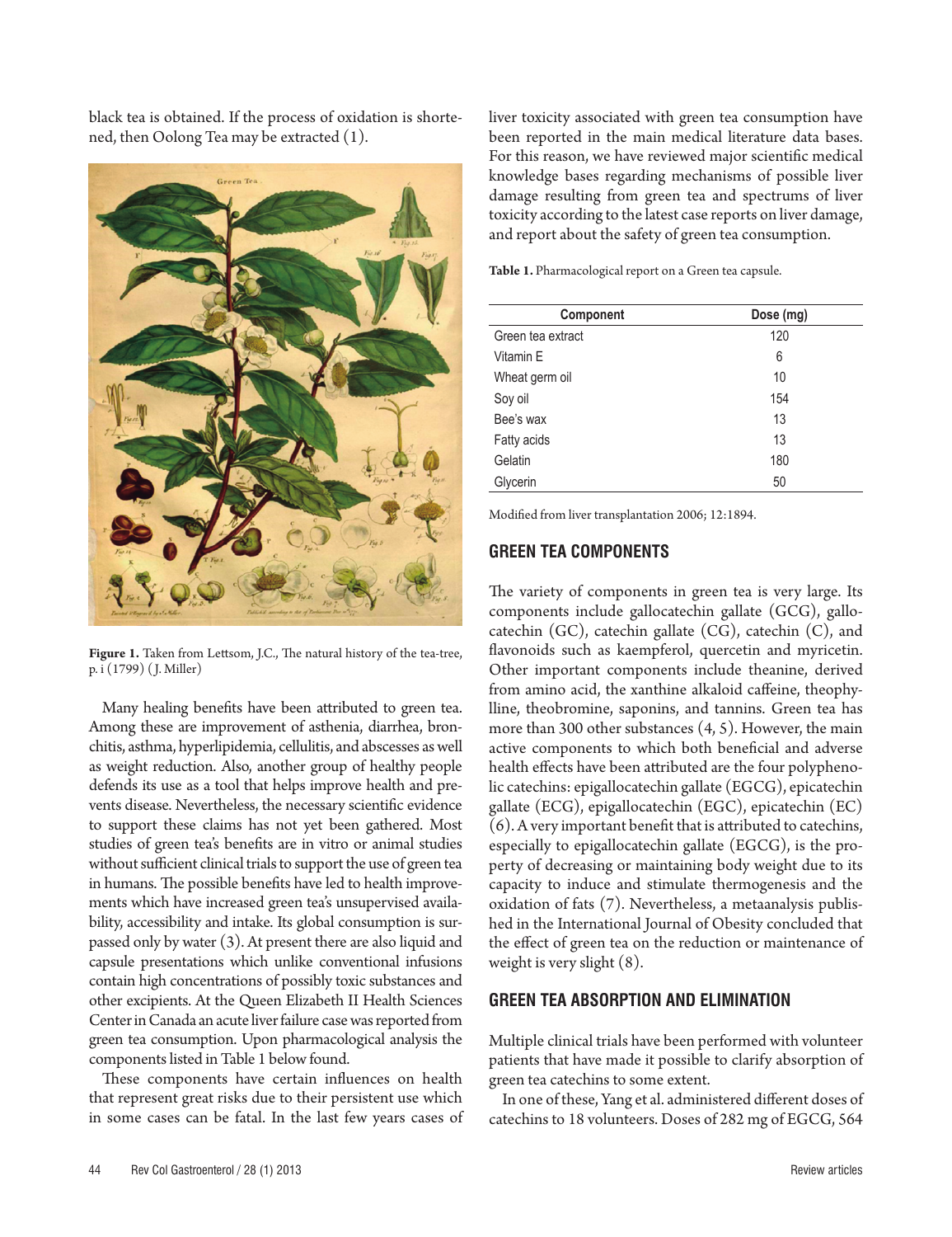black tea is obtained. If the process of oxidation is shortened, then Oolong Tea may be extracted (1).

Figure 1. Taken from Lettsom, J.C., The natural history of the tea-tree, p. i (1799) (J. Miller)

Many healing benefits have been attributed to green tea. Among these are improvement of asthenia, diarrhea, bronchitis, asthma, hyperlipidemia, cellulitis, and abscesses as well as weight reduction. Also, another group of healthy people defends its use as a tool that helps improve health and prevents disease. Nevertheless, the necessary scientific evidence to support these claims has not yet been gathered. Most studies of green tea's benefits are in vitro or animal studies without sufficient clinical trials to support the use of green tea in humans. The possible benefits have led to health improvements which have increased green tea's unsupervised availability, accessibility and intake. Its global consumption is surpassed only by water (3). At present there are also liquid and capsule presentations which unlike conventional infusions contain high concentrations of possibly toxic substances and other excipients. At the Queen Elizabeth II Health Sciences Center in Canada an acute liver failure case was reported from green tea consumption. Upon pharmacological analysis the components listed in Table 1 below found.

These components have certain influences on health that represent great risks due to their persistent use which in some cases can be fatal. In the last few years cases of liver toxicity associated with green tea consumption have been reported in the main medical literature data bases. For this reason, we have reviewed major scientific medical knowledge bases regarding mechanisms of possible liver damage resulting from green tea and spectrums of liver toxicity according to the latest case reports on liver damage, and report about the safety of green tea consumption.

**Table 1.** Pharmacological report on a Green tea capsule.

| Component | Dose (mg) |
| --- | --- |
| Green tea extract | 120 |
| Vitamin E | 6 |
| Wheat germ oil | 10 |
| Soy oil | 154 |
| Bee's wax | 13 |
| Fatty acids | 13 |
| Gelatin | 180 |
| Glycerin | 50 |

Modified from liver transplantation 2006; 12:1894.

## GREEN TEA COMPONENTS

The variety of components in green tea is very large. Its components include gallocatechin gallate (GCG), gallocatechin (GC), catechin gallate (CG), catechin (C), and flavonoids such as kaempferol, quercetin and myricetin. Other important components include theanine, derived from amino acid, the xanthine alkaloid caffeine, theophylline, theobromine, saponins, and tannins. Green tea has more than 300 other substances (4, 5). However, the main active components to which both beneficial and adverse health effects have been attributed are the four polyphenolic catechins: epigallocatechin gallate (EGCG), epicatechin gallate (ECG), epigallocatechin (EGC), epicatechin (EC) (6). A very important benefit that is attributed to catechins, especially to epigallocatechin gallate (EGCG), is the property of decreasing or maintaining body weight due to its capacity to induce and stimulate thermogenesis and the oxidation of fats (7). Nevertheless, a metaanalysis published in the International Journal of Obesity concluded that the effect of green tea on the reduction or maintenance of weight is very slight (8).

## GREEN TEA ABSORPTION AND ELIMINATION

Multiple clinical trials have been performed with volunteer patients that have made it possible to clarify absorption of green tea catechins to some extent.

In one of these, Yang et al. administered different doses of catechins to 18 volunteers. Doses of 282 mg of EGCG, 564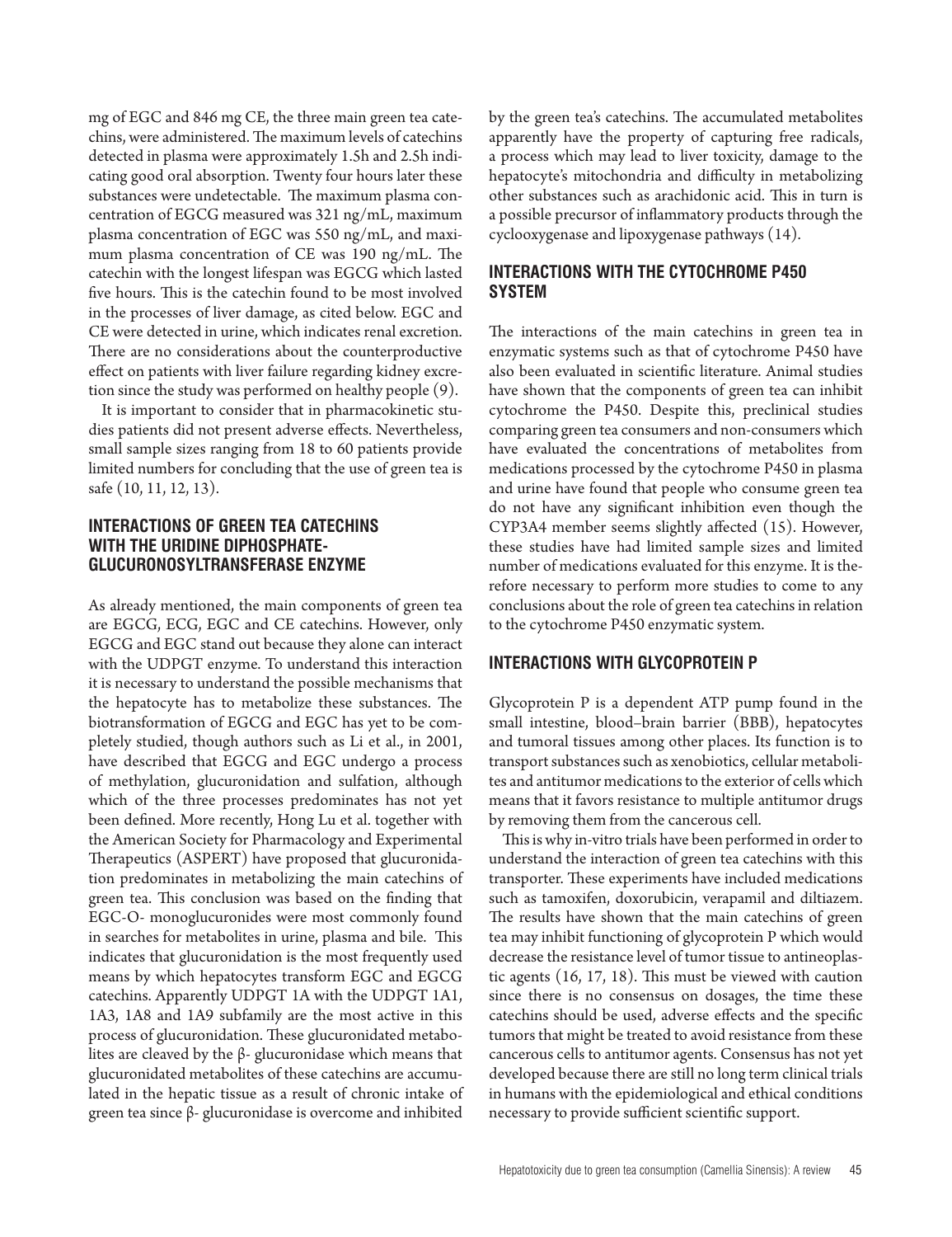mg of EGC and 846 mg CE, the three main green tea catechins, were administered. The maximum levels of catechins detected in plasma were approximately 1.5h and 2.5h indicating good oral absorption. Twenty four hours later these substances were undetectable. The maximum plasma concentration of EGCG measured was 321 ng/mL, maximum plasma concentration of EGC was 550 ng/mL, and maximum plasma concentration of CE was 190 ng/mL. The catechin with the longest lifespan was EGCG which lasted five hours. This is the catechin found to be most involved in the processes of liver damage, as cited below. EGC and CE were detected in urine, which indicates renal excretion. There are no considerations about the counterproductive effect on patients with liver failure regarding kidney excretion since the study was performed on healthy people (9).

It is important to consider that in pharmacokinetic studies patients did not present adverse effects. Nevertheless, small sample sizes ranging from 18 to 60 patients provide limited numbers for concluding that the use of green tea is safe (10, 11, 12, 13).

## INTERACTIONS OF GREEN TEA CATECHINS WITH THE URIDINE DIPHOSPHATE-GLUCURONOSYLTRANSFERASE ENZYME

As already mentioned, the main components of green tea are EGCG, ECG, EGC and CE catechins. However, only EGCG and EGC stand out because they alone can interact with the UDPGT enzyme. To understand this interaction it is necessary to understand the possible mechanisms that the hepatocyte has to metabolize these substances. The biotransformation of EGCG and EGC has yet to be completely studied, though authors such as Li et al., in 2001, have described that EGCG and EGC undergo a process of methylation, glucuronidation and sulfation, although which of the three processes predominates has not yet been defined. More recently, Hong Lu et al. together with the American Society for Pharmacology and Experimental Therapeutics (ASPERT) have proposed that glucuronidation predominates in metabolizing the main catechins of green tea. This conclusion was based on the finding that EGC-O- monoglucuronides were most commonly found in searches for metabolites in urine, plasma and bile. This indicates that glucuronidation is the most frequently used means by which hepatocytes transform EGC and EGCG catechins. Apparently UDPGT 1A with the UDPGT 1A1, 1A3, 1A8 and 1A9 subfamily are the most active in this process of glucuronidation. These glucuronidated metabolites are cleaved by the β- glucuronidase which means that glucuronidated metabolites of these catechins are accumulated in the hepatic tissue as a result of chronic intake of green tea since β- glucuronidase is overcome and inhibited by the green tea's catechins. The accumulated metabolites apparently have the property of capturing free radicals, a process which may lead to liver toxicity, damage to the hepatocyte's mitochondria and difficulty in metabolizing other substances such as arachidonic acid. This in turn is a possible precursor of inflammatory products through the cyclooxygenase and lipoxygenase pathways (14).

## INTERACTIONS WITH THE CYTOCHROME P450 SYSTEM

The interactions of the main catechins in green tea in enzymatic systems such as that of cytochrome P450 have also been evaluated in scientific literature. Animal studies have shown that the components of green tea can inhibit cytochrome the P450. Despite this, preclinical studies comparing green tea consumers and non-consumers which have evaluated the concentrations of metabolites from medications processed by the cytochrome P450 in plasma and urine have found that people who consume green tea do not have any significant inhibition even though the CYP3A4 member seems slightly affected (15). However, these studies have had limited sample sizes and limited number of medications evaluated for this enzyme. It is therefore necessary to perform more studies to come to any conclusions about the role of green tea catechins in relation to the cytochrome P450 enzymatic system.

## INTERACTIONS WITH GLYCOPROTEIN P

Glycoprotein P is a dependent ATP pump found in the small intestine, blood–brain barrier (BBB), hepatocytes and tumoral tissues among other places. Its function is to transport substances such as xenobiotics, cellular metabolites and antitumor medications to the exterior of cells which means that it favors resistance to multiple antitumor drugs by removing them from the cancerous cell.

This is why in-vitro trials have been performed in order to understand the interaction of green tea catechins with this transporter. These experiments have included medications such as tamoxifen, doxorubicin, verapamil and diltiazem. The results have shown that the main catechins of green tea may inhibit functioning of glycoprotein P which would decrease the resistance level of tumor tissue to antineoplastic agents (16, 17, 18). This must be viewed with caution since there is no consensus on dosages, the time these catechins should be used, adverse effects and the specific tumors that might be treated to avoid resistance from these cancerous cells to antitumor agents. Consensus has not yet developed because there are still no long term clinical trials in humans with the epidemiological and ethical conditions necessary to provide sufficient scientific support.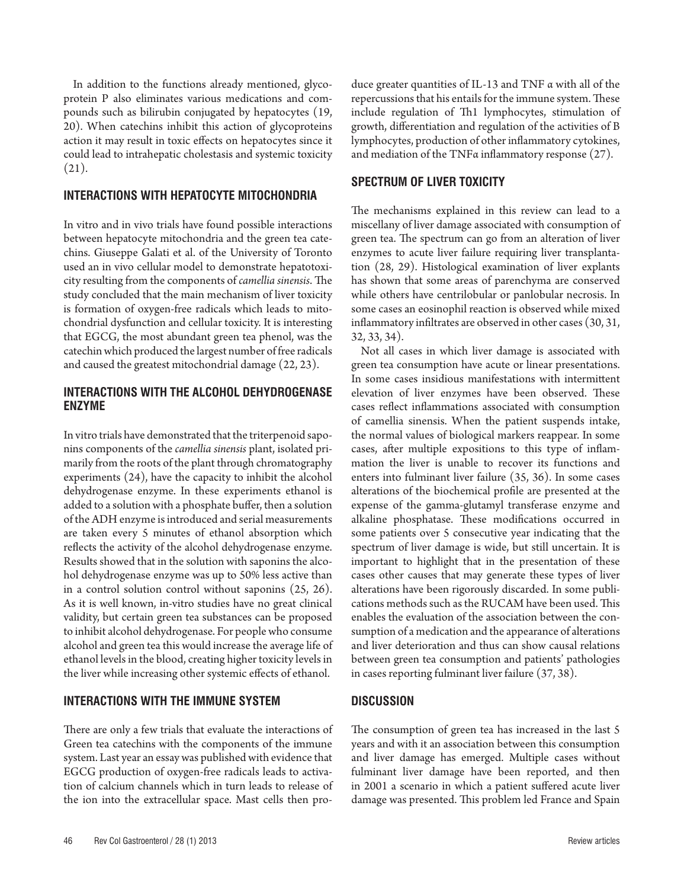In addition to the functions already mentioned, glycoprotein P also eliminates various medications and compounds such as bilirubin conjugated by hepatocytes (19, 20). When catechins inhibit this action of glycoproteins action it may result in toxic effects on hepatocytes since it could lead to intrahepatic cholestasis and systemic toxicity (21).

## INTERACTIONS WITH HEPATOCYTE MITOCHONDRIA

In vitro and in vivo trials have found possible interactions between hepatocyte mitochondria and the green tea catechins. Giuseppe Galati et al. of the University of Toronto used an in vivo cellular model to demonstrate hepatotoxicity resulting from the components of *camellia sinensis*. The study concluded that the main mechanism of liver toxicity is formation of oxygen-free radicals which leads to mitochondrial dysfunction and cellular toxicity. It is interesting that EGCG, the most abundant green tea phenol, was the catechin which produced the largest number of free radicals and caused the greatest mitochondrial damage (22, 23).

## INTERACTIONS WITH THE ALCOHOL DEHYDROGENASE ENZYME

In vitro trials have demonstrated that the triterpenoid saponins components of the *camellia sinensis* plant, isolated primarily from the roots of the plant through chromatography experiments (24), have the capacity to inhibit the alcohol dehydrogenase enzyme. In these experiments ethanol is added to a solution with a phosphate buffer, then a solution of the ADH enzyme is introduced and serial measurements are taken every 5 minutes of ethanol absorption which reflects the activity of the alcohol dehydrogenase enzyme. Results showed that in the solution with saponins the alcohol dehydrogenase enzyme was up to 50% less active than in a control solution control without saponins (25, 26). As it is well known, in-vitro studies have no great clinical validity, but certain green tea substances can be proposed to inhibit alcohol dehydrogenase. For people who consume alcohol and green tea this would increase the average life of ethanol levels in the blood, creating higher toxicity levels in the liver while increasing other systemic effects of ethanol.

## INTERACTIONS WITH THE IMMUNE SYSTEM

There are only a few trials that evaluate the interactions of Green tea catechins with the components of the immune system. Last year an essay was published with evidence that EGCG production of oxygen-free radicals leads to activation of calcium channels which in turn leads to release of the ion into the extracellular space. Mast cells then produce greater quantities of IL-13 and TNF α with all of the repercussions that his entails for the immune system. These include regulation of Th1 lymphocytes, stimulation of growth, differentiation and regulation of the activities of B lymphocytes, production of other inflammatory cytokines, and mediation of the TNFα inflammatory response (27).

## SPECTRUM OF LIVER TOXICITY

The mechanisms explained in this review can lead to a miscellany of liver damage associated with consumption of green tea. The spectrum can go from an alteration of liver enzymes to acute liver failure requiring liver transplantation (28, 29). Histological examination of liver explants has shown that some areas of parenchyma are conserved while others have centrilobular or panlobular necrosis. In some cases an eosinophil reaction is observed while mixed inflammatory infiltrates are observed in other cases (30, 31, 32, 33, 34).

Not all cases in which liver damage is associated with green tea consumption have acute or linear presentations. In some cases insidious manifestations with intermittent elevation of liver enzymes have been observed. These cases reflect inflammations associated with consumption of camellia sinensis. When the patient suspends intake, the normal values of biological markers reappear. In some cases, after multiple expositions to this type of inflammation the liver is unable to recover its functions and enters into fulminant liver failure (35, 36). In some cases alterations of the biochemical profile are presented at the expense of the gamma-glutamyl transferase enzyme and alkaline phosphatase. These modifications occurred in some patients over 5 consecutive year indicating that the spectrum of liver damage is wide, but still uncertain. It is important to highlight that in the presentation of these cases other causes that may generate these types of liver alterations have been rigorously discarded. In some publications methods such as the RUCAM have been used. This enables the evaluation of the association between the consumption of a medication and the appearance of alterations and liver deterioration and thus can show causal relations between green tea consumption and patients' pathologies in cases reporting fulminant liver failure (37, 38).

## DISCUSSION

The consumption of green tea has increased in the last 5 years and with it an association between this consumption and liver damage has emerged. Multiple cases without fulminant liver damage have been reported, and then in 2001 a scenario in which a patient suffered acute liver damage was presented. This problem led France and Spain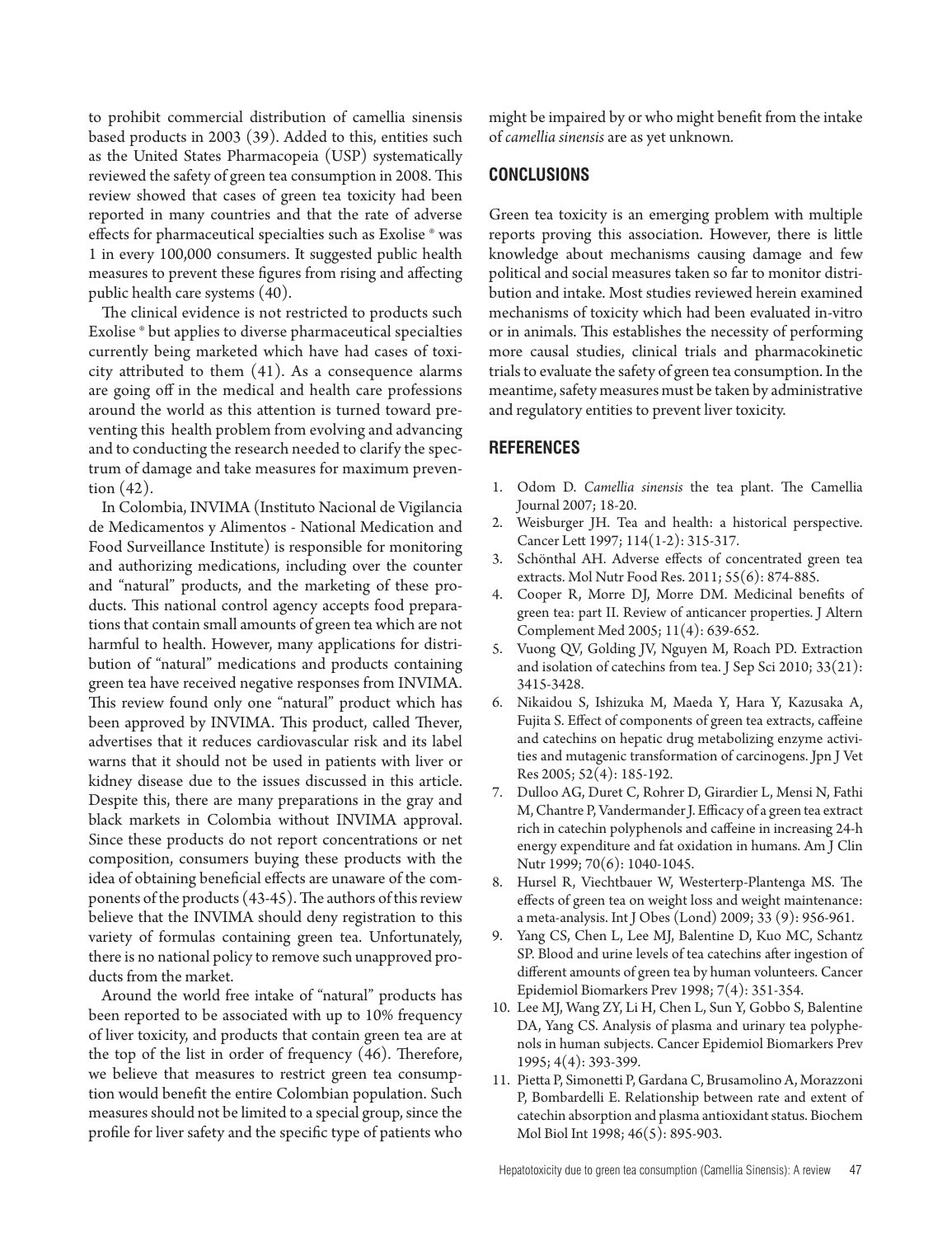to prohibit commercial distribution of camellia sinensis based products in 2003 (39). Added to this, entities such as the United States Pharmacopeia (USP) systematically reviewed the safety of green tea consumption in 2008. This review showed that cases of green tea toxicity had been reported in many countries and that the rate of adverse effects for pharmaceutical specialties such as Exolise ® was 1 in every 100,000 consumers. It suggested public health measures to prevent these figures from rising and affecting public health care systems (40).

The clinical evidence is not restricted to products such Exolise ® but applies to diverse pharmaceutical specialties currently being marketed which have had cases of toxicity attributed to them (41). As a consequence alarms are going off in the medical and health care professions around the world as this attention is turned toward preventing this health problem from evolving and advancing and to conducting the research needed to clarify the spectrum of damage and take measures for maximum prevention (42).

In Colombia, INVIMA (Instituto Nacional de Vigilancia de Medicamentos y Alimentos - National Medication and Food Surveillance Institute) is responsible for monitoring and authorizing medications, including over the counter and "natural" products, and the marketing of these products. This national control agency accepts food preparations that contain small amounts of green tea which are not harmful to health. However, many applications for distribution of "natural" medications and products containing green tea have received negative responses from INVIMA. This review found only one "natural" product which has been approved by INVIMA. This product, called Thever, advertises that it reduces cardiovascular risk and its label warns that it should not be used in patients with liver or kidney disease due to the issues discussed in this article. Despite this, there are many preparations in the gray and black markets in Colombia without INVIMA approval. Since these products do not report concentrations or net composition, consumers buying these products with the idea of obtaining beneficial effects are unaware of the components of the products (43-45). The authors of this review believe that the INVIMA should deny registration to this variety of formulas containing green tea. Unfortunately, there is no national policy to remove such unapproved products from the market.

Around the world free intake of "natural" products has been reported to be associated with up to 10% frequency of liver toxicity, and products that contain green tea are at the top of the list in order of frequency (46). Therefore, we believe that measures to restrict green tea consumption would benefit the entire Colombian population. Such measures should not be limited to a special group, since the profile for liver safety and the specific type of patients who might be impaired by or who might benefit from the intake of *camellia sinensis* are as yet unknown.

## CONCLUSIONS

Green tea toxicity is an emerging problem with multiple reports proving this association. However, there is little knowledge about mechanisms causing damage and few political and social measures taken so far to monitor distribution and intake. Most studies reviewed herein examined mechanisms of toxicity which had been evaluated in-vitro or in animals. This establishes the necessity of performing more causal studies, clinical trials and pharmacokinetic trials to evaluate the safety of green tea consumption. In the meantime, safety measures must be taken by administrative and regulatory entities to prevent liver toxicity.

## REFERENCES

1. Odom D. *Camellia sinensis* the tea plant. The Camellia Journal 2007; 18-20.
2. Weisburger JH. Tea and health: a historical perspective. Cancer Lett 1997; 114(1-2): 315-317.
3. Schönthal AH. Adverse effects of concentrated green tea extracts. Mol Nutr Food Res. 2011; 55(6): 874-885.
4. Cooper R, Morre DJ, Morre DM. Medicinal benefits of green tea: part II. Review of anticancer properties. J Altern Complement Med 2005; 11(4): 639-652.
5. Vuong QV, Golding JV, Nguyen M, Roach PD. Extraction and isolation of catechins from tea. J Sep Sci 2010; 33(21): 3415-3428.
6. Nikaidou S, Ishizuka M, Maeda Y, Hara Y, Kazusaka A, Fujita S. Effect of components of green tea extracts, caffeine and catechins on hepatic drug metabolizing enzyme activities and mutagenic transformation of carcinogens. Jpn J Vet Res 2005; 52(4): 185-192.
7. Dulloo AG, Duret C, Rohrer D, Girardier L, Mensi N, Fathi M, Chantre P, Vandermander J. Efficacy of a green tea extract rich in catechin polyphenols and caffeine in increasing 24-h energy expenditure and fat oxidation in humans. Am J Clin Nutr 1999; 70(6): 1040-1045.
8. Hursel R, Viechtbauer W, Westerterp-Plantenga MS. The effects of green tea on weight loss and weight maintenance: a meta-analysis. Int J Obes (Lond) 2009; 33 (9): 956-961.
9. Yang CS, Chen L, Lee MJ, Balentine D, Kuo MC, Schantz SP. Blood and urine levels of tea catechins after ingestion of different amounts of green tea by human volunteers. Cancer Epidemiol Biomarkers Prev 1998; 7(4): 351-354.
10. Lee MJ, Wang ZY, Li H, Chen L, Sun Y, Gobbo S, Balentine DA, Yang CS. Analysis of plasma and urinary tea polyphenols in human subjects. Cancer Epidemiol Biomarkers Prev 1995; 4(4): 393-399.
11. Pietta P, Simonetti P, Gardana C, Brusamolino A, Morazzoni P, Bombardelli E. Relationship between rate and extent of catechin absorption and plasma antioxidant status. Biochem Mol Biol Int 1998; 46(5): 895-903.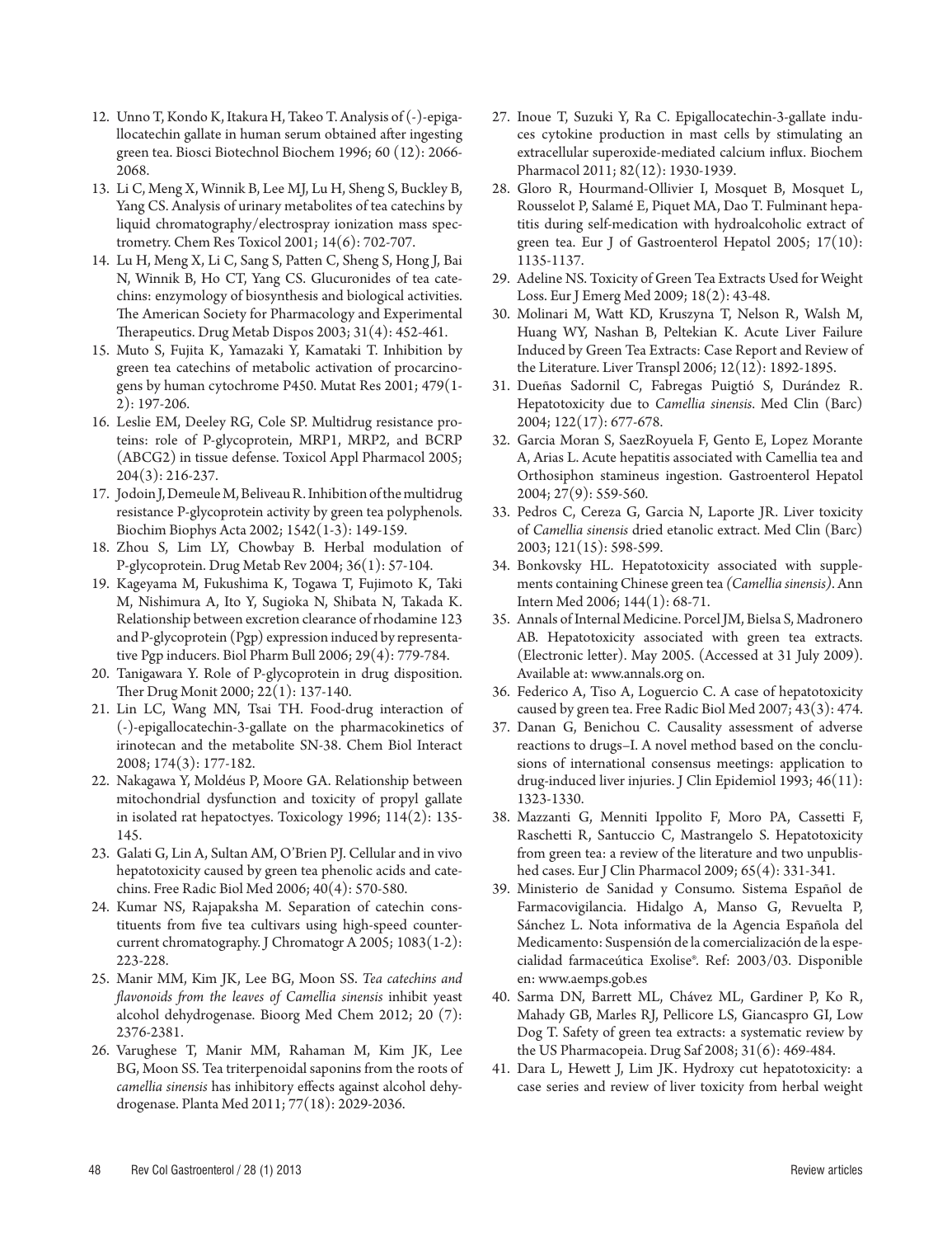12. Unno T, Kondo K, Itakura H, Takeo T. Analysis of (-)-epigallocatechin gallate in human serum obtained after ingesting green tea. Biosci Biotechnol Biochem 1996; 60 (12): 2066-2068.
13. Li C, Meng X, Winnik B, Lee MJ, Lu H, Sheng S, Buckley B, Yang CS. Analysis of urinary metabolites of tea catechins by liquid chromatography/electrospray ionization mass spectrometry. Chem Res Toxicol 2001; 14(6): 702-707.
14. Lu H, Meng X, Li C, Sang S, Patten C, Sheng S, Hong J, Bai N, Winnik B, Ho CT, Yang CS. Glucuronides of tea catechins: enzymology of biosynthesis and biological activities. The American Society for Pharmacology and Experimental Therapeutics. Drug Metab Dispos 2003; 31(4): 452-461.
15. Muto S, Fujita K, Yamazaki Y, Kamataki T. Inhibition by green tea catechins of metabolic activation of procarcinogens by human cytochrome P450. Mutat Res 2001; 479(1-2): 197-206.
16. Leslie EM, Deeley RG, Cole SP. Multidrug resistance proteins: role of P-glycoprotein, MRP1, MRP2, and BCRP (ABCG2) in tissue defense. Toxicol Appl Pharmacol 2005; 204(3): 216-237.
17. Jodoin J, Demeule M, Beliveau R. Inhibition of the multidrug resistance P-glycoprotein activity by green tea polyphenols. Biochim Biophys Acta 2002; 1542(1-3): 149-159.
18. Zhou S, Lim LY, Chowbay B. Herbal modulation of P-glycoprotein. Drug Metab Rev 2004; 36(1): 57-104.
19. Kageyama M, Fukushima K, Togawa T, Fujimoto K, Taki M, Nishimura A, Ito Y, Sugioka N, Shibata N, Takada K. Relationship between excretion clearance of rhodamine 123 and P-glycoprotein (Pgp) expression induced by representative Pgp inducers. Biol Pharm Bull 2006; 29(4): 779-784.
20. Tanigawara Y. Role of P-glycoprotein in drug disposition. Ther Drug Monit 2000; 22(1): 137-140.
21. Lin LC, Wang MN, Tsai TH. Food-drug interaction of (-)-epigallocatechin-3-gallate on the pharmacokinetics of irinotecan and the metabolite SN-38. Chem Biol Interact 2008; 174(3): 177-182.
22. Nakagawa Y, Moldéus P, Moore GA. Relationship between mitochondrial dysfunction and toxicity of propyl gallate in isolated rat hepatoctyes. Toxicology 1996; 114(2): 135-145.
23. Galati G, Lin A, Sultan AM, O'Brien PJ. Cellular and in vivo hepatotoxicity caused by green tea phenolic acids and catechins. Free Radic Biol Med 2006; 40(4): 570-580.
24. Kumar NS, Rajapaksha M. Separation of catechin constituents from five tea cultivars using high-speed countercurrent chromatography. J Chromatogr A 2005; 1083(1-2): 223-228.
25. Manir MM, Kim JK, Lee BG, Moon SS. *Tea catechins and flavonoids from the leaves of Camellia sinensis* inhibit yeast alcohol dehydrogenase. Bioorg Med Chem 2012; 20 (7): 2376-2381.
26. Varughese T, Manir MM, Rahaman M, Kim JK, Lee BG, Moon SS. Tea triterpenoidal saponins from the roots of *camellia sinensis* has inhibitory effects against alcohol dehydrogenase. Planta Med 2011; 77(18): 2029-2036.
27. Inoue T, Suzuki Y, Ra C. Epigallocatechin-3-gallate induces cytokine production in mast cells by stimulating an extracellular superoxide-mediated calcium influx. Biochem Pharmacol 2011; 82(12): 1930-1939.
28. Gloro R, Hourmand-Ollivier I, Mosquet B, Mosquet L, Rousselot P, Salamé E, Piquet MA, Dao T. Fulminant hepatitis during self-medication with hydroalcoholic extract of green tea. Eur J of Gastroenterol Hepatol 2005; 17(10): 1135-1137.
29. Adeline NS. Toxicity of Green Tea Extracts Used for Weight Loss. Eur J Emerg Med 2009; 18(2): 43-48.
30. Molinari M, Watt KD, Kruszyna T, Nelson R, Walsh M, Huang WY, Nashan B, Peltekian K. Acute Liver Failure Induced by Green Tea Extracts: Case Report and Review of the Literature. Liver Transpl 2006; 12(12): 1892-1895.
31. Dueñas Sadornil C, Fabregas Puigtió S, Durández R. Hepatotoxicity due to *Camellia sinensis*. Med Clin (Barc) 2004; 122(17): 677-678.
32. Garcia Moran S, SaezRoyuela F, Gento E, Lopez Morante A, Arias L. Acute hepatitis associated with Camellia tea and Orthosiphon stamineus ingestion. Gastroenterol Hepatol 2004; 27(9): 559-560.
33. Pedros C, Cereza G, Garcia N, Laporte JR. Liver toxicity of *Camellia sinensis* dried etanolic extract. Med Clin (Barc) 2003; 121(15): 598-599.
34. Bonkovsky HL. Hepatotoxicity associated with supplements containing Chinese green tea *(Camellia sinensis)*. Ann Intern Med 2006; 144(1): 68-71.
35. Annals of Internal Medicine. Porcel JM, Bielsa S, Madronero AB. Hepatotoxicity associated with green tea extracts. (Electronic letter). May 2005. (Accessed at 31 July 2009). Available at: www.annals.org on.
36. Federico A, Tiso A, Loguercio C. A case of hepatotoxicity caused by green tea. Free Radic Biol Med 2007; 43(3): 474.
37. Danan G, Benichou C. Causality assessment of adverse reactions to drugs–I. A novel method based on the conclusions of international consensus meetings: application to drug-induced liver injuries. J Clin Epidemiol 1993; 46(11): 1323-1330.
38. Mazzanti G, Menniti Ippolito F, Moro PA, Cassetti F, Raschetti R, Santuccio C, Mastrangelo S. Hepatotoxicity from green tea: a review of the literature and two unpublished cases. Eur J Clin Pharmacol 2009; 65(4): 331-341.
39. Ministerio de Sanidad y Consumo. Sistema Español de Farmacovigilancia. Hidalgo A, Manso G, Revuelta P, Sánchez L. Nota informativa de la Agencia Española del Medicamento: Suspensión de la comercialización de la especialidad farmaceútica Exolise®. Ref: 2003/03. Disponible en: www.aemps.gob.es
40. Sarma DN, Barrett ML, Chávez ML, Gardiner P, Ko R, Mahady GB, Marles RJ, Pellicore LS, Giancaspro GI, Low Dog T. Safety of green tea extracts: a systematic review by the US Pharmacopeia. Drug Saf 2008; 31(6): 469-484.
41. Dara L, Hewett J, Lim JK. Hydroxy cut hepatotoxicity: a case series and review of liver toxicity from herbal weight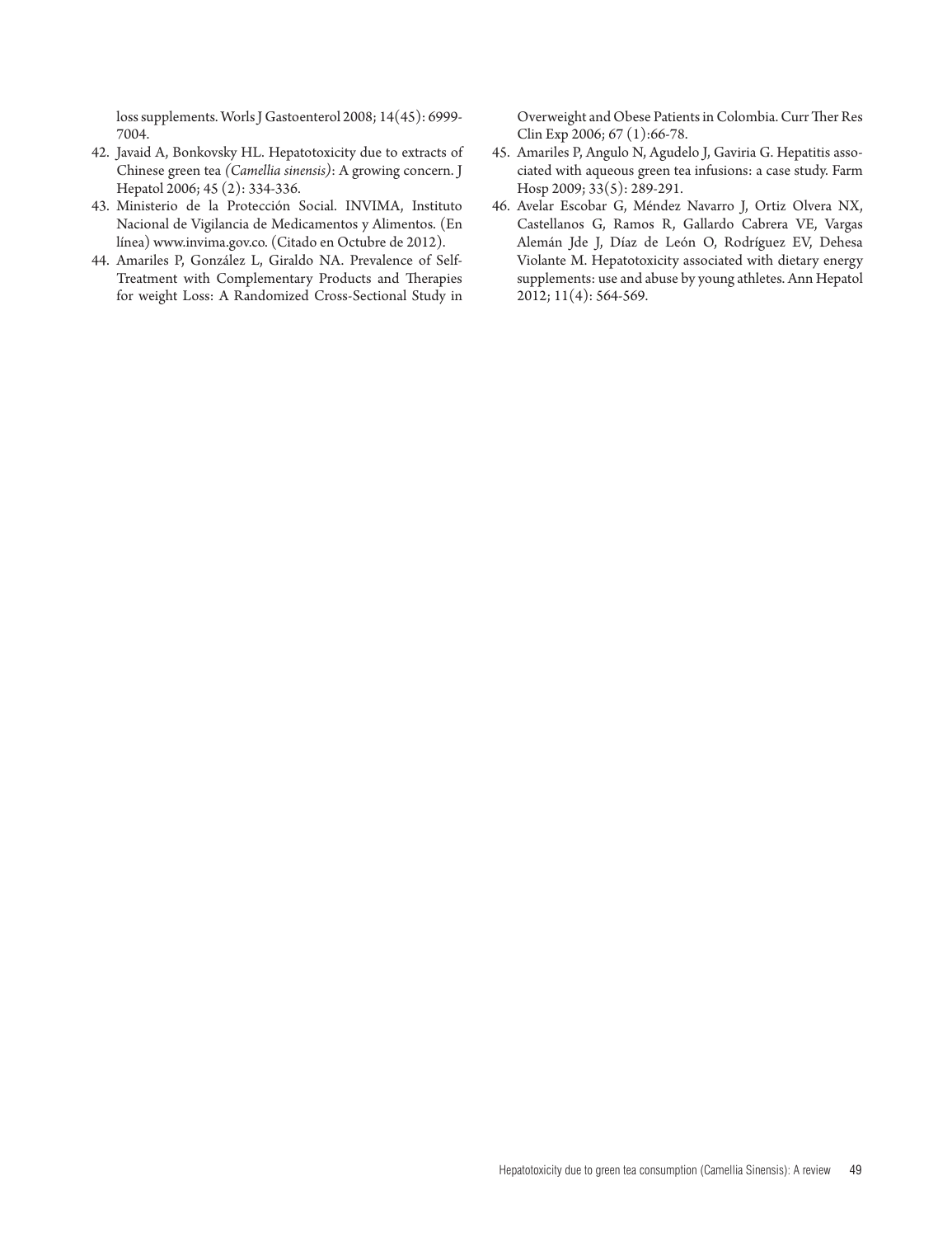loss supplements. Worls J Gastoenterol 2008; 14(45): 6999-7004.

42. Javaid A, Bonkovsky HL. Hepatotoxicity due to extracts of Chinese green tea *(Camellia sinensis)*: A growing concern. J Hepatol 2006; 45 (2): 334-336.
43. Ministerio de la Protección Social. INVIMA, Instituto Nacional de Vigilancia de Medicamentos y Alimentos. (En línea) www.invima.gov.co. (Citado en Octubre de 2012).
44. Amariles P, González L, Giraldo NA. Prevalence of Self-Treatment with Complementary Products and Therapies for weight Loss: A Randomized Cross-Sectional Study in Overweight and Obese Patients in Colombia. Curr Ther Res Clin Exp 2006; 67 (1):66-78.
45. Amariles P, Angulo N, Agudelo J, Gaviria G. Hepatitis associated with aqueous green tea infusions: a case study. Farm Hosp 2009; 33(5): 289-291.
46. Avelar Escobar G, Méndez Navarro J, Ortiz Olvera NX, Castellanos G, Ramos R, Gallardo Cabrera VE, Vargas Alemán Jde J, Díaz de León O, Rodríguez EV, Dehesa Violante M. Hepatotoxicity associated with dietary energy supplements: use and abuse by young athletes. Ann Hepatol 2012; 11(4): 564-569.